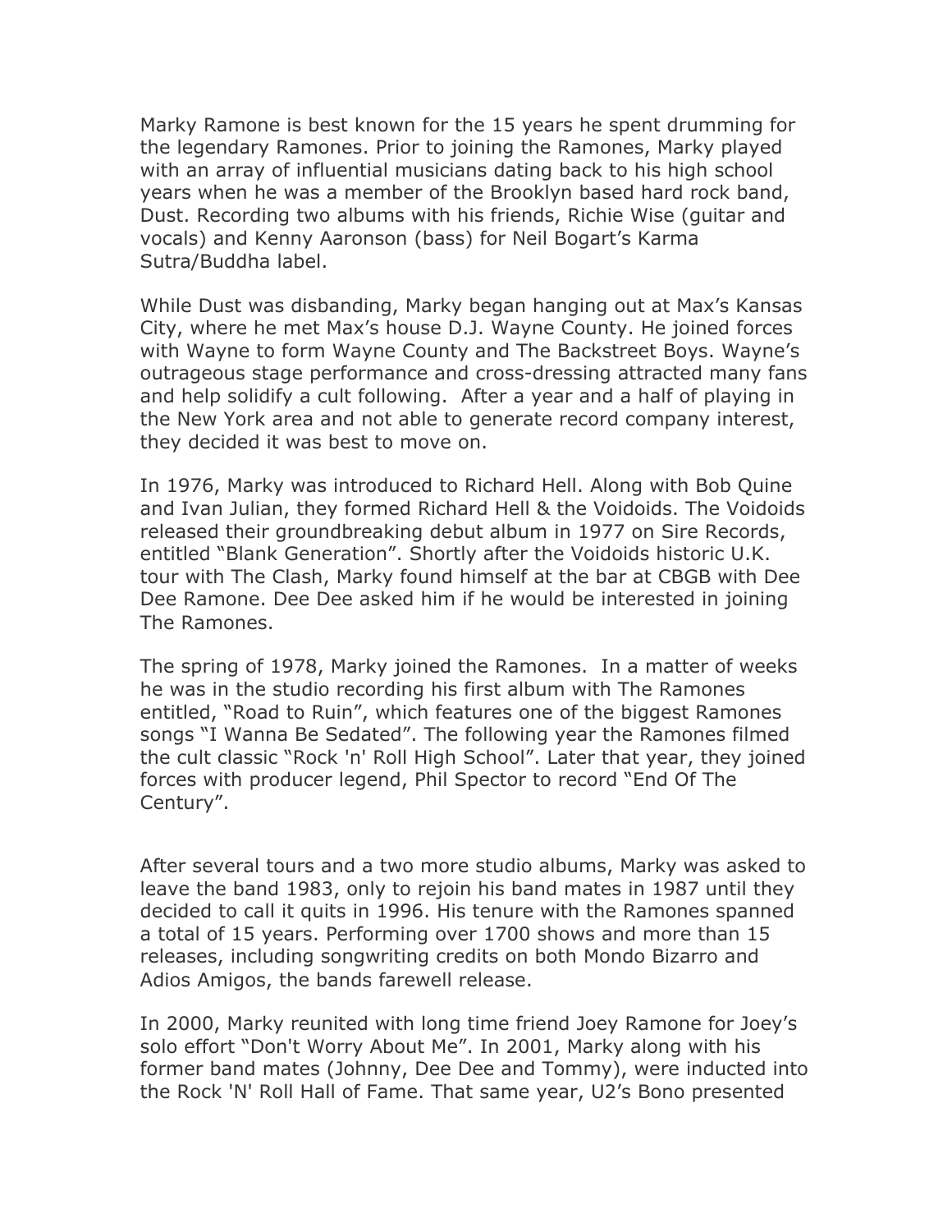Marky Ramone is best known for the 15 years he spent drumming for the legendary Ramones. Prior to joining the Ramones, Marky played with an array of influential musicians dating back to his high school years when he was a member of the Brooklyn based hard rock band, Dust. Recording two albums with his friends, Richie Wise (guitar and vocals) and Kenny Aaronson (bass) for Neil Bogart's Karma Sutra/Buddha label.

While Dust was disbanding, Marky began hanging out at Max's Kansas City, where he met Max's house D.J. Wayne County. He joined forces with Wayne to form Wayne County and The Backstreet Boys. Wayne's outrageous stage performance and cross-dressing attracted many fans and help solidify a cult following. After a year and a half of playing in the New York area and not able to generate record company interest, they decided it was best to move on.

In 1976, Marky was introduced to Richard Hell. Along with Bob Quine and Ivan Julian, they formed Richard Hell & the Voidoids. The Voidoids released their groundbreaking debut album in 1977 on Sire Records, entitled "Blank Generation". Shortly after the Voidoids historic U.K. tour with The Clash, Marky found himself at the bar at CBGB with Dee Dee Ramone. Dee Dee asked him if he would be interested in joining The Ramones.

The spring of 1978, Marky joined the Ramones. In a matter of weeks he was in the studio recording his first album with The Ramones entitled, "Road to Ruin", which features one of the biggest Ramones songs "I Wanna Be Sedated". The following year the Ramones filmed the cult classic "Rock 'n' Roll High School". Later that year, they joined forces with producer legend, Phil Spector to record "End Of The Century".

After several tours and a two more studio albums, Marky was asked to leave the band 1983, only to rejoin his band mates in 1987 until they decided to call it quits in 1996. His tenure with the Ramones spanned a total of 15 years. Performing over 1700 shows and more than 15 releases, including songwriting credits on both Mondo Bizarro and Adios Amigos, the bands farewell release.

In 2000, Marky reunited with long time friend Joey Ramone for Joey's solo effort "Don't Worry About Me". In 2001, Marky along with his former band mates (Johnny, Dee Dee and Tommy), were inducted into the Rock 'N' Roll Hall of Fame. That same year, U2's Bono presented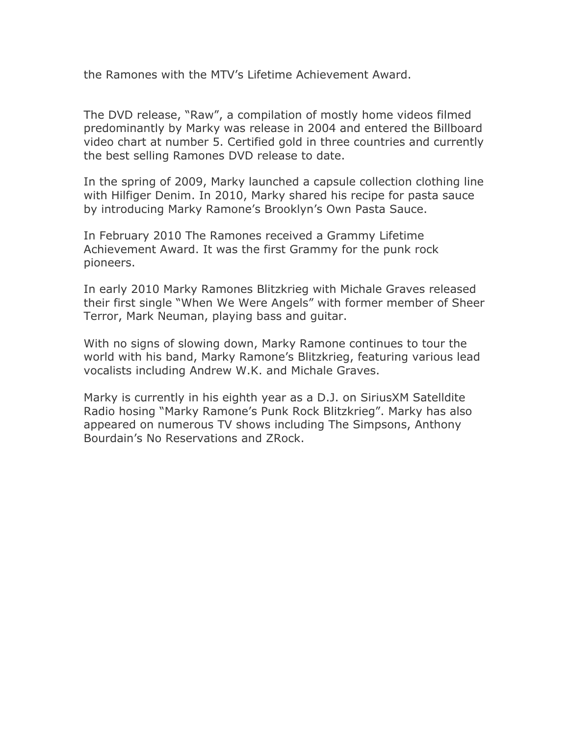the Ramones with the MTV's Lifetime Achievement Award.

The DVD release, "Raw", a compilation of mostly home videos filmed predominantly by Marky was release in 2004 and entered the Billboard video chart at number 5. Certified gold in three countries and currently the best selling Ramones DVD release to date.

In the spring of 2009, Marky launched a capsule collection clothing line with Hilfiger Denim. In 2010, Marky shared his recipe for pasta sauce by introducing Marky Ramone's Brooklyn's Own Pasta Sauce.

In February 2010 The Ramones received a Grammy Lifetime Achievement Award. It was the first Grammy for the punk rock pioneers.

In early 2010 Marky Ramones Blitzkrieg with Michale Graves released their first single "When We Were Angels" with former member of Sheer Terror, Mark Neuman, playing bass and guitar.

With no signs of slowing down, Marky Ramone continues to tour the world with his band, Marky Ramone's Blitzkrieg, featuring various lead vocalists including Andrew W.K. and Michale Graves.

Marky is currently in his eighth year as a D.J. on SiriusXM Satelldite Radio hosing "Marky Ramone's Punk Rock Blitzkrieg". Marky has also appeared on numerous TV shows including The Simpsons, Anthony Bourdain's No Reservations and ZRock.